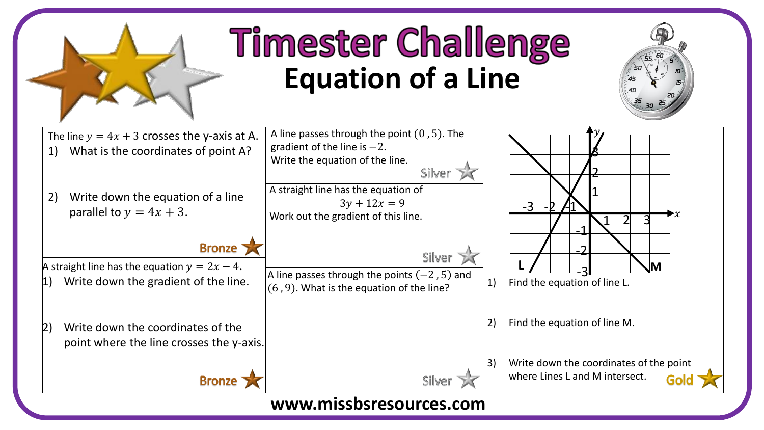# Timester Challenge

## Equation of a Line

The line $y = 4x + 3$ crosses the y-axis at A.

1) What is the coordinates of point A?

2) Write down the equation of a line parallel to $y = 4x + 3$.

Bronze

A straight line has the equation $y = 2x - 4$.

1) Write down the gradient of the line.

2) Write down the coordinates of the point where the line crosses the y-axis.

Bronze

A line passes through the point $(0, 5)$. The gradient of the line is $-2$.
Write the equation of the line.

Silver

A straight line has the equation of

$$3y + 12x = 9$$

Work out the gradient of this line.

Silver

A line passes through the points $(-2, 5)$ and $(6, 9)$. What is the equation of the line?

Silver

1) Find the equation of line L.

2) Find the equation of line M.

3) Write down the coordinates of the point where Lines L and M intersect.

Gold

www.missbsresources.com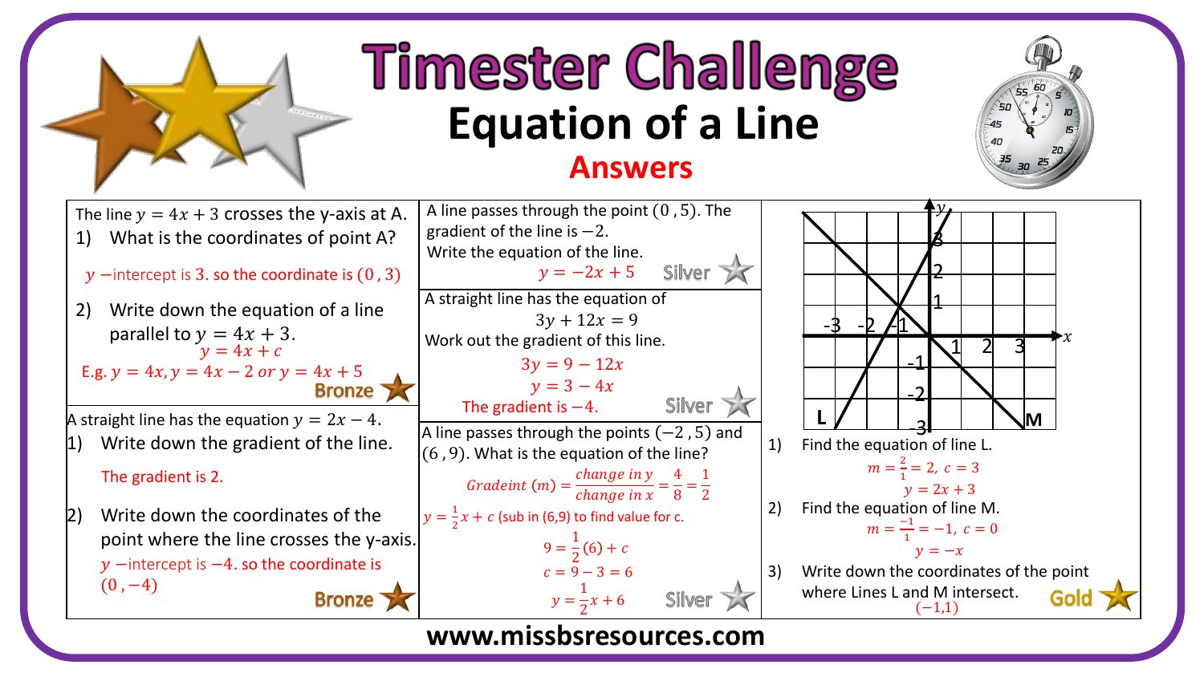# Timester Challenge

## Equation of a Line

### Answers

The line $y = 4x + 3$ crosses the y-axis at A.

1) What is the coordinates of point A?

$y$ –intercept is 3. so the coordinate is $(0, 3)$

2) Write down the equation of a line parallel to $y = 4x + 3$.

$y = 4x + c$

E.g. $y = 4x, y = 4x - 2$ or $y = 4x + 5$

Bronze

A straight line has the equation $y = 2x - 4$.

1) Write down the gradient of the line.

The gradient is 2.

2) Write down the coordinates of the point where the line crosses the y-axis.

$y$ –intercept is $-4$. so the coordinate is $(0, -4)$

Bronze

A line passes through the point $(0, 5)$. The gradient of the line is $-2$.
Write the equation of the line.

$y = -2x + 5$

Silver

A straight line has the equation of

$$3y + 12x = 9$$

Work out the gradient of this line.

$$3y = 9 - 12x$$
$$y = 3 - 4x$$

The gradient is $-4$.

Silver

A line passes through the points $(-2, 5)$ and $(6, 9)$. What is the equation of the line?

$$Gradeint\ (m) = \frac{change\ in\ y}{change\ in\ x} = \frac{4}{8} = \frac{1}{2}$$

$y = \frac{1}{2}x + c$ (sub in (6,9) to find value for c.

$$9 = \frac{1}{2}(6) + c$$
$$c = 9 - 3 = 6$$
$$y = \frac{1}{2}x + 6$$

Silver

y
x
3
2
1
-3 -2 -1
1 2 3
-1
-2
-3
L
M

1) Find the equation of line L.

$$m = \frac{2}{1} = 2,\ c = 3$$
$$y = 2x + 3$$

2) Find the equation of line M.

$$m = \frac{-1}{1} = -1,\ c = 0$$
$$y = -x$$

3) Write down the coordinates of the point where Lines L and M intersect.

$(-1, 1)$

Gold

www.missbsresources.com